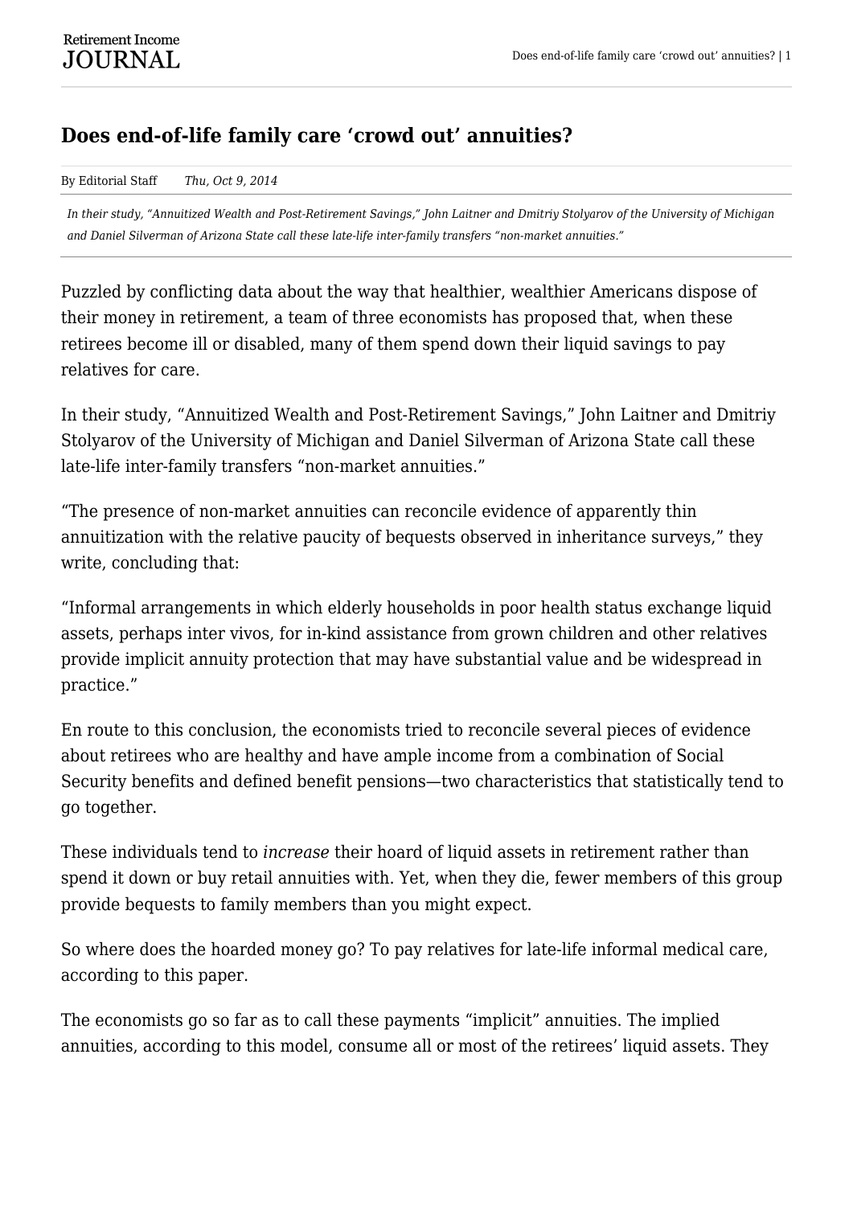# Does end-of-life family care 'crowd out' annuities?

By Editorial Staff *Thu, Oct 9, 2014*

*In their study, "Annuitized Wealth and Post-Retirement Savings," John Laitner and Dmitriy Stolyarov of the University of Michigan and Daniel Silverman of Arizona State call these late-life inter-family transfers "non-market annuities."*

Puzzled by conflicting data about the way that healthier, wealthier Americans dispose of their money in retirement, a team of three economists has proposed that, when these retirees become ill or disabled, many of them spend down their liquid savings to pay relatives for care.

In their study, "Annuitized Wealth and Post-Retirement Savings," John Laitner and Dmitriy Stolyarov of the University of Michigan and Daniel Silverman of Arizona State call these late-life inter-family transfers "non-market annuities."

"The presence of non-market annuities can reconcile evidence of apparently thin annuitization with the relative paucity of bequests observed in inheritance surveys," they write, concluding that:

"Informal arrangements in which elderly households in poor health status exchange liquid assets, perhaps inter vivos, for in-kind assistance from grown children and other relatives provide implicit annuity protection that may have substantial value and be widespread in practice."

En route to this conclusion, the economists tried to reconcile several pieces of evidence about retirees who are healthy and have ample income from a combination of Social Security benefits and defined benefit pensions—two characteristics that statistically tend to go together.

These individuals tend to *increase* their hoard of liquid assets in retirement rather than spend it down or buy retail annuities with. Yet, when they die, fewer members of this group provide bequests to family members than you might expect.

So where does the hoarded money go? To pay relatives for late-life informal medical care, according to this paper.

The economists go so far as to call these payments "implicit" annuities. The implied annuities, according to this model, consume all or most of the retirees' liquid assets. They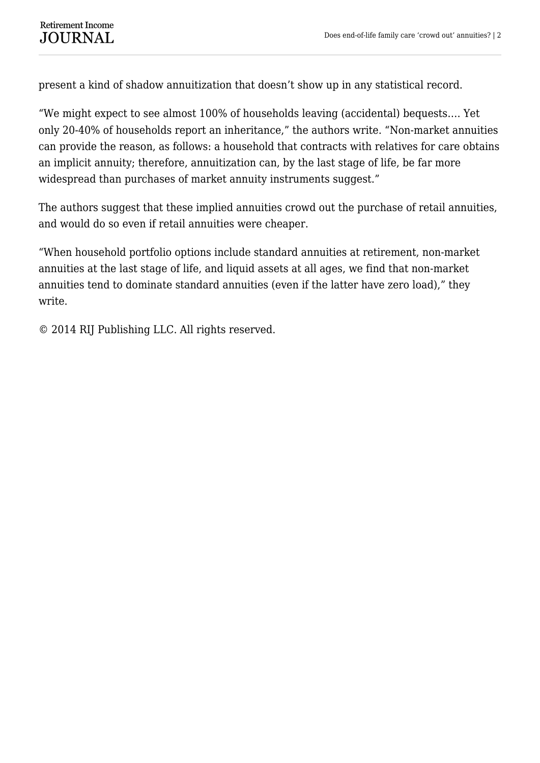present a kind of shadow annuitization that doesn't show up in any statistical record.

"We might expect to see almost 100% of households leaving (accidental) bequests…. Yet only 20-40% of households report an inheritance," the authors write. "Non-market annuities can provide the reason, as follows: a household that contracts with relatives for care obtains an implicit annuity; therefore, annuitization can, by the last stage of life, be far more widespread than purchases of market annuity instruments suggest."

The authors suggest that these implied annuities crowd out the purchase of retail annuities, and would do so even if retail annuities were cheaper.

"When household portfolio options include standard annuities at retirement, non-market annuities at the last stage of life, and liquid assets at all ages, we find that non-market annuities tend to dominate standard annuities (even if the latter have zero load)," they write.

© 2014 RIJ Publishing LLC. All rights reserved.